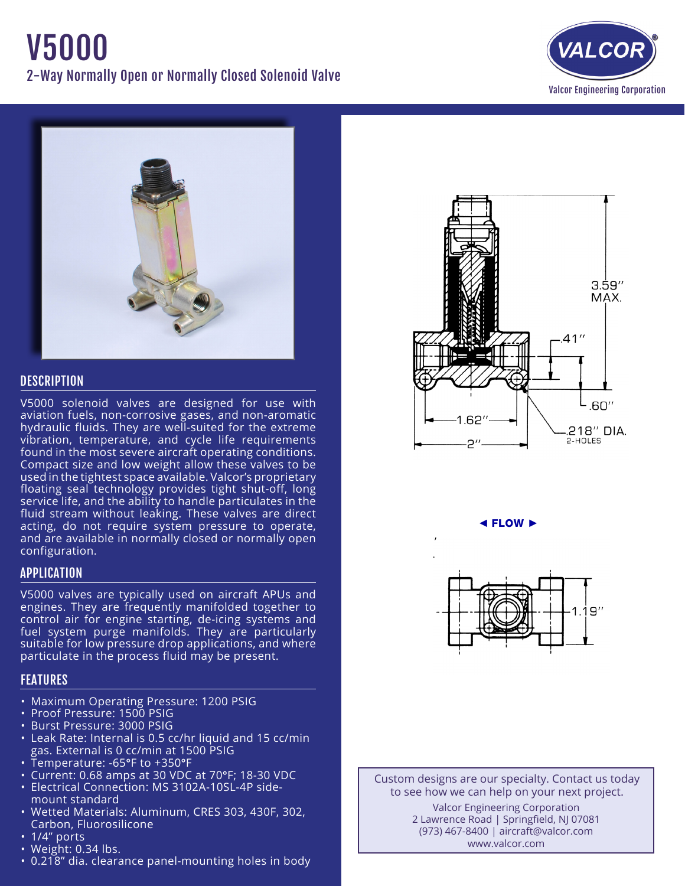# V5000

## 2-Way Normally Open or Normally Closed Solenoid Valve

Valcor Engineering Corporation

## DESCRIPTION

V5000 solenoid valves are designed for use with aviation fuels, non-corrosive gases, and non-aromatic hydraulic fluids. They are well-suited for the extreme vibration, temperature, and cycle life requirements found in the most severe aircraft operating conditions. Compact size and low weight allow these valves to be used in the tightest space available. Valcor's proprietary floating seal technology provides tight shut-off, long service life, and the ability to handle particulates in the fluid stream without leaking. These valves are direct acting, do not require system pressure to operate, and are available in normally closed or normally open configuration.

## APPLICATION

V5000 valves are typically used on aircraft APUs and engines. They are frequently manifolded together to control air for engine starting, de-icing systems and fuel system purge manifolds. They are particularly suitable for low pressure drop applications, and where particulate in the process fluid may be present.

## FEATURES

- Maximum Operating Pressure: 1200 PSIG
- Proof Pressure: 1500 PSIG
- Burst Pressure: 3000 PSIG
- Leak Rate: Internal is 0.5 cc/hr liquid and 15 cc/min gas. External is 0 cc/min at 1500 PSIG
- Temperature: -65°F to +350°F
- Current: 0.68 amps at 30 VDC at 70°F; 18-30 VDC
- Electrical Connection: MS 3102A-10SL-4P side-mount standard
- Wetted Materials: Aluminum, CRES 303, 430F, 302, Carbon, Fluorosilicone
- 1/4" ports
- Weight: 0.34 lbs.
- 0.218" dia. clearance panel-mounting holes in body

3.59" MAX.

.41"

.60"

1.62"

2"

.218" DIA. 2-HOLES

◄ FLOW ►

1.19"

Custom designs are our specialty. Contact us today to see how we can help on your next project.

Valcor Engineering Corporation
2 Lawrence Road | Springfield, NJ 07081
(973) 467-8400 | aircraft@valcor.com
www.valcor.com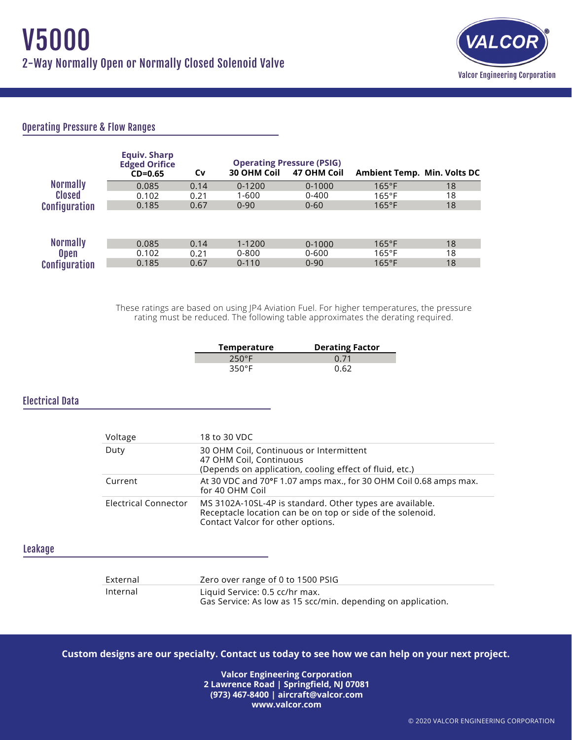# V5000

## 2-Way Normally Open or Normally Closed Solenoid Valve

Valcor Engineering Corporation

### Operating Pressure & Flow Ranges

| | Equiv. Sharp Edged Orifice CD=0.65 | Cv | Operating Pressure (PSIG) 30 OHM Coil | 47 OHM Coil | Ambient Temp. | Min. Volts DC |
|---|---|---|---|---|---|---|
| Normally Closed Configuration | 0.085 | 0.14 | 0-1200 | 0-1000 | 165°F | 18 |
| | 0.102 | 0.21 | 1-600 | 0-400 | 165°F | 18 |
| | 0.185 | 0.67 | 0-90 | 0-60 | 165°F | 18 |
| Normally Open Configuration | 0.085 | 0.14 | 1-1200 | 0-1000 | 165°F | 18 |
| | 0.102 | 0.21 | 0-800 | 0-600 | 165°F | 18 |
| | 0.185 | 0.67 | 0-110 | 0-90 | 165°F | 18 |

These ratings are based on using JP4 Aviation Fuel. For higher temperatures, the pressure rating must be reduced. The following table approximates the derating required.

| Temperature | Derating Factor |
|---|---|
| 250°F | 0.71 |
| 350°F | 0.62 |

### Electrical Data

| | |
|---|---|
| Voltage | 18 to 30 VDC |
| Duty | 30 OHM Coil, Continuous or Intermittent<br>47 OHM Coil, Continuous<br>(Depends on application, cooling effect of fluid, etc.) |
| Current | At 30 VDC and 70°F 1.07 amps max., for 30 OHM Coil 0.68 amps max. for 40 OHM Coil |
| Electrical Connector | MS 3102A-10SL-4P is standard. Other types are available. Receptacle location can be on top or side of the solenoid. Contact Valcor for other options. |

### Leakage

| | |
|---|---|
| External | Zero over range of 0 to 1500 PSIG |
| Internal | Liquid Service: 0.5 cc/hr max.<br>Gas Service: As low as 15 scc/min. depending on application. |

**Custom designs are our specialty. Contact us today to see how we can help on your next project.**

**Valcor Engineering Corporation**
**2 Lawrence Road | Springfield, NJ 07081**
**(973) 467-8400 | aircraft@valcor.com**
**www.valcor.com**

© 2020 VALCOR ENGINEERING CORPORATION